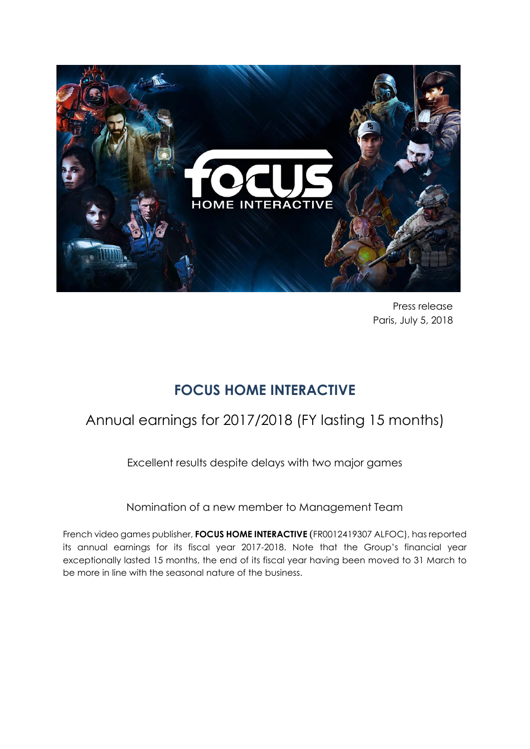Press release
Paris, July 5, 2018

# FOCUS HOME INTERACTIVE

## Annual earnings for 2017/2018 (FY lasting 15 months)

Excellent results despite delays with two major games

Nomination of a new member to Management Team

French video games publisher, **FOCUS HOME INTERACTIVE** (FR0012419307 ALFOC), has reported its annual earnings for its fiscal year 2017-2018. Note that the Group's financial year exceptionally lasted 15 months, the end of its fiscal year having been moved to 31 March to be more in line with the seasonal nature of the business.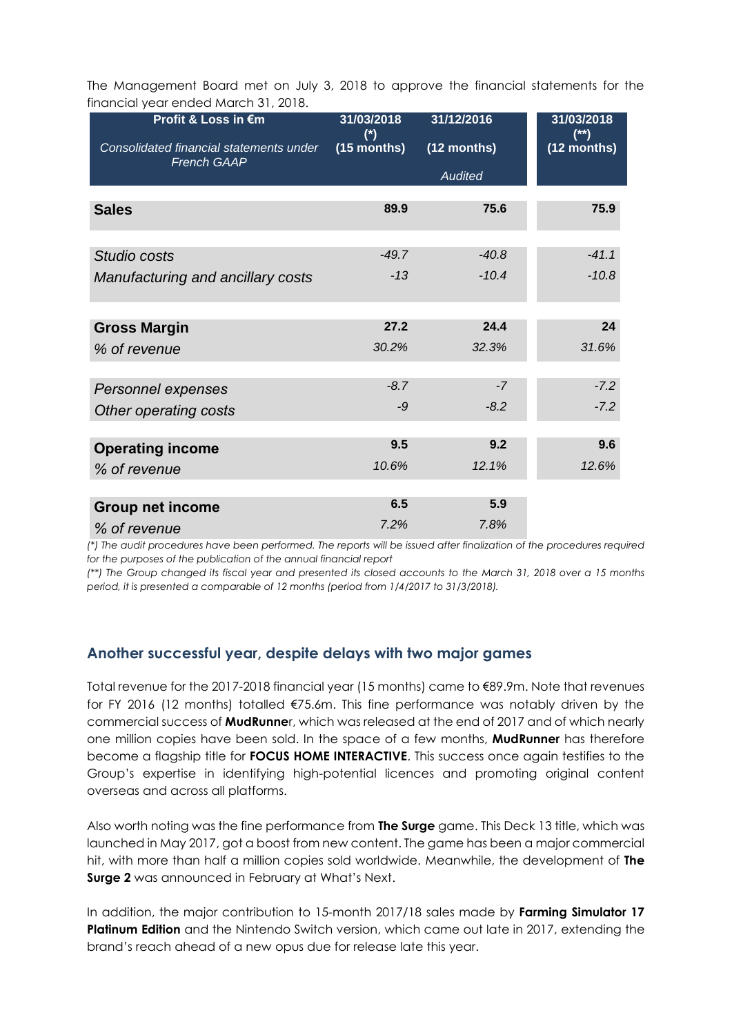The Management Board met on July 3, 2018 to approve the financial statements for the financial year ended March 31, 2018.

| **Profit & Loss in €m**<br>*Consolidated financial statements under French GAAP* | **31/03/2018 (*)**<br>**(15 months)** | **31/12/2016**<br>**(12 months)**<br>*Audited* | **31/03/2018 (**)**<br>**(12 months)** |
|---|---|---|---|
| **Sales** | **89.9** | **75.6** | **75.9** |
| *Studio costs* | *-49.7* | *-40.8* | *-41.1* |
| *Manufacturing and ancillary costs* | *-13* | *-10.4* | *-10.8* |
| **Gross Margin** | **27.2** | **24.4** | **24** |
| *% of revenue* | *30.2%* | *32.3%* | *31.6%* |
| *Personnel expenses* | *-8.7* | *-7* | *-7.2* |
| *Other operating costs* | *-9* | *-8.2* | *-7.2* |
| **Operating income** | **9.5** | **9.2** | **9.6** |
| *% of revenue* | *10.6%* | *12.1%* | *12.6%* |
| **Group net income** | **6.5** | **5.9** | |
| *% of revenue* | *7.2%* | *7.8%* | |

*(*) The audit procedures have been performed. The reports will be issued after finalization of the procedures required for the purposes of the publication of the annual financial report*

*(**) The Group changed its fiscal year and presented its closed accounts to the March 31, 2018 over a 15 months period, it is presented a comparable of 12 months (period from 1/4/2017 to 31/3/2018).*

## Another successful year, despite delays with two major games

Total revenue for the 2017-2018 financial year (15 months) came to €89.9m. Note that revenues for FY 2016 (12 months) totalled €75.6m. This fine performance was notably driven by the commercial success of **MudRunner**, which was released at the end of 2017 and of which nearly one million copies have been sold. In the space of a few months, **MudRunner** has therefore become a flagship title for **FOCUS HOME INTERACTIVE**. This success once again testifies to the Group's expertise in identifying high-potential licences and promoting original content overseas and across all platforms.

Also worth noting was the fine performance from **The Surge** game. This Deck 13 title, which was launched in May 2017, got a boost from new content. The game has been a major commercial hit, with more than half a million copies sold worldwide. Meanwhile, the development of **The Surge 2** was announced in February at What's Next.

In addition, the major contribution to 15-month 2017/18 sales made by **Farming Simulator 17 Platinum Edition** and the Nintendo Switch version, which came out late in 2017, extending the brand's reach ahead of a new opus due for release late this year.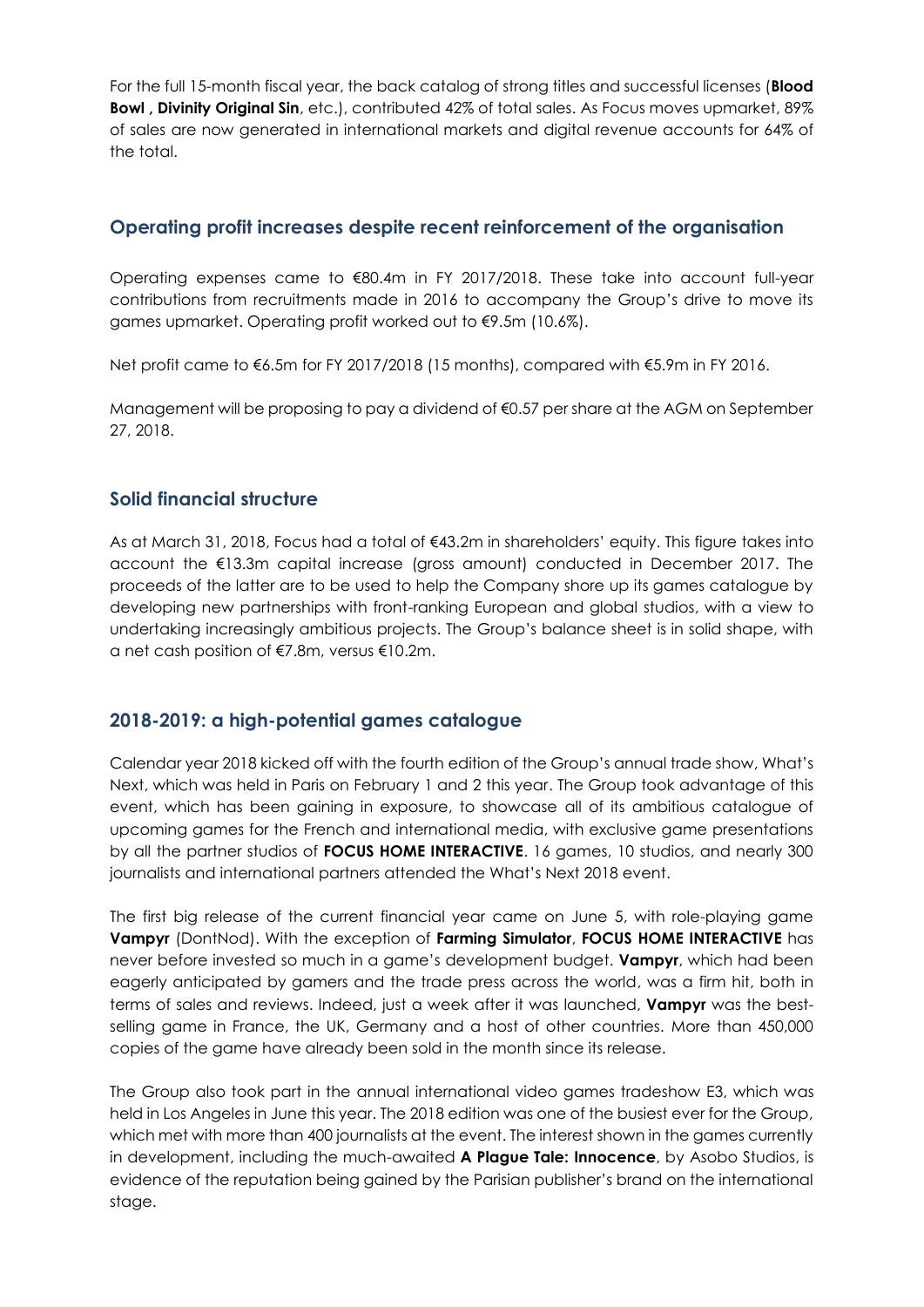For the full 15-month fiscal year, the back catalog of strong titles and successful licenses (**Blood Bowl , Divinity Original Sin**, etc.), contributed 42% of total sales. As Focus moves upmarket, 89% of sales are now generated in international markets and digital revenue accounts for 64% of the total.

## Operating profit increases despite recent reinforcement of the organisation

Operating expenses came to €80.4m in FY 2017/2018. These take into account full-year contributions from recruitments made in 2016 to accompany the Group's drive to move its games upmarket. Operating profit worked out to €9.5m (10.6%).

Net profit came to €6.5m for FY 2017/2018 (15 months), compared with €5.9m in FY 2016.

Management will be proposing to pay a dividend of €0.57 per share at the AGM on September 27, 2018.

## Solid financial structure

As at March 31, 2018, Focus had a total of €43.2m in shareholders' equity. This figure takes into account the €13.3m capital increase (gross amount) conducted in December 2017. The proceeds of the latter are to be used to help the Company shore up its games catalogue by developing new partnerships with front-ranking European and global studios, with a view to undertaking increasingly ambitious projects. The Group's balance sheet is in solid shape, with a net cash position of €7.8m, versus €10.2m.

## 2018-2019: a high-potential games catalogue

Calendar year 2018 kicked off with the fourth edition of the Group's annual trade show, What's Next, which was held in Paris on February 1 and 2 this year. The Group took advantage of this event, which has been gaining in exposure, to showcase all of its ambitious catalogue of upcoming games for the French and international media, with exclusive game presentations by all the partner studios of **FOCUS HOME INTERACTIVE**. 16 games, 10 studios, and nearly 300 journalists and international partners attended the What's Next 2018 event.

The first big release of the current financial year came on June 5, with role-playing game **Vampyr** (DontNod). With the exception of **Farming Simulator**, **FOCUS HOME INTERACTIVE** has never before invested so much in a game's development budget. **Vampyr**, which had been eagerly anticipated by gamers and the trade press across the world, was a firm hit, both in terms of sales and reviews. Indeed, just a week after it was launched, **Vampyr** was the best-selling game in France, the UK, Germany and a host of other countries. More than 450,000 copies of the game have already been sold in the month since its release.

The Group also took part in the annual international video games tradeshow E3, which was held in Los Angeles in June this year. The 2018 edition was one of the busiest ever for the Group, which met with more than 400 journalists at the event. The interest shown in the games currently in development, including the much-awaited **A Plague Tale: Innocence**, by Asobo Studios, is evidence of the reputation being gained by the Parisian publisher's brand on the international stage.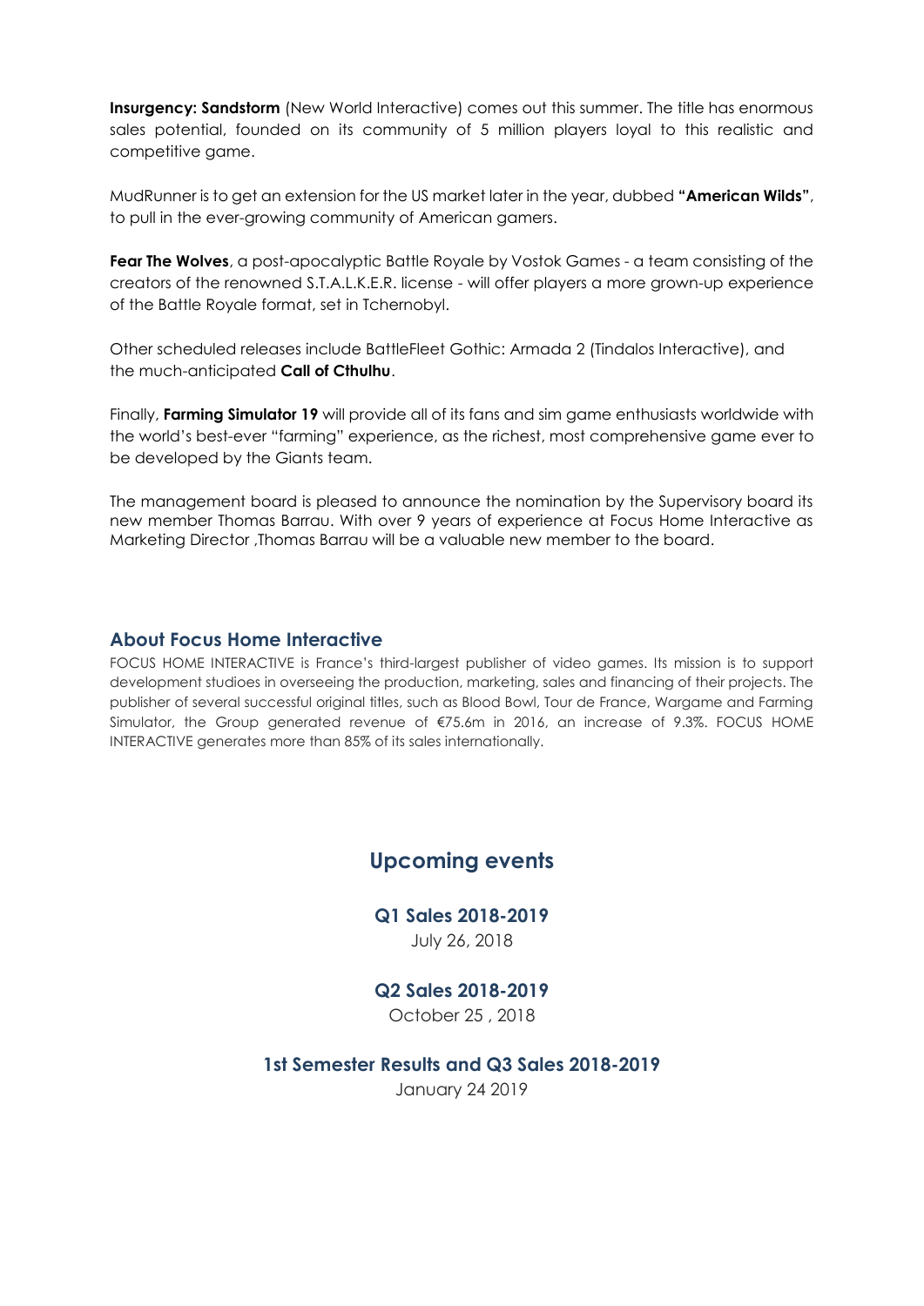**Insurgency: Sandstorm** (New World Interactive) comes out this summer. The title has enormous sales potential, founded on its community of 5 million players loyal to this realistic and competitive game.

MudRunner is to get an extension for the US market later in the year, dubbed **"American Wilds"**, to pull in the ever-growing community of American gamers.

**Fear The Wolves**, a post-apocalyptic Battle Royale by Vostok Games - a team consisting of the creators of the renowned S.T.A.L.K.E.R. license - will offer players a more grown-up experience of the Battle Royale format, set in Tchernobyl.

Other scheduled releases include BattleFleet Gothic: Armada 2 (Tindalos Interactive), and the much-anticipated **Call of Cthulhu**.

Finally, **Farming Simulator 19** will provide all of its fans and sim game enthusiasts worldwide with the world's best-ever "farming" experience, as the richest, most comprehensive game ever to be developed by the Giants team.

The management board is pleased to announce the nomination by the Supervisory board its new member Thomas Barrau. With over 9 years of experience at Focus Home Interactive as Marketing Director ,Thomas Barrau will be a valuable new member to the board.

## About Focus Home Interactive

FOCUS HOME INTERACTIVE is France's third-largest publisher of video games. Its mission is to support development studioes in overseeing the production, marketing, sales and financing of their projects. The publisher of several successful original titles, such as Blood Bowl, Tour de France, Wargame and Farming Simulator, the Group generated revenue of €75.6m in 2016, an increase of 9.3%. FOCUS HOME INTERACTIVE generates more than 85% of its sales internationally.

## Upcoming events

### Q1 Sales 2018-2019

July 26, 2018

### Q2 Sales 2018-2019

October 25 , 2018

### 1st Semester Results and Q3 Sales 2018-2019

January 24 2019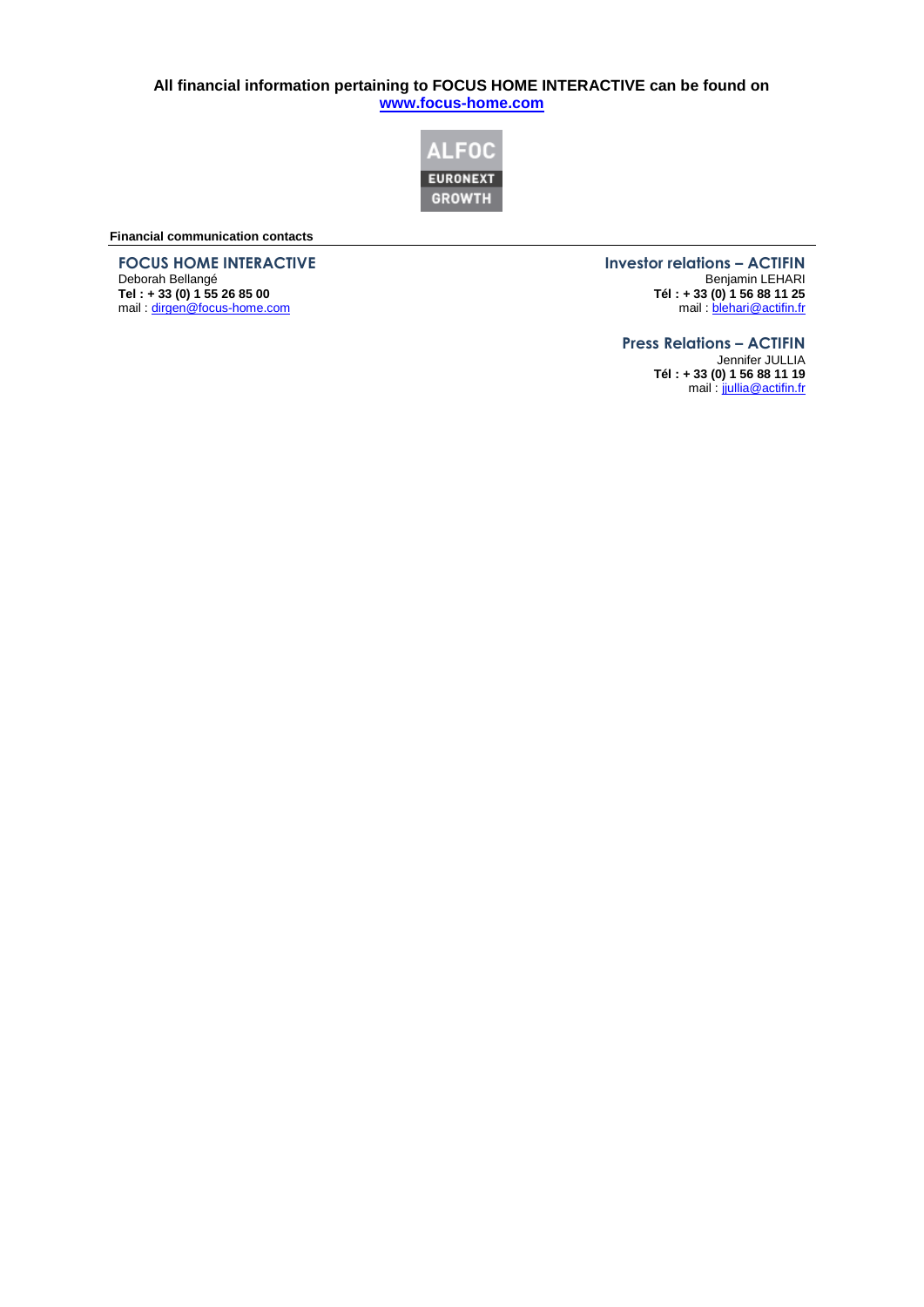**All financial information pertaining to FOCUS HOME INTERACTIVE can be found on [www.focus-home.com](http://www.focus-home.com)**

ALFOC
EURONEXT
GROWTH

**Financial communication contacts**

**FOCUS HOME INTERACTIVE**
Deborah Bellangé
**Tel : + 33 (0) 1 55 26 85 00**
mail : dirgen@focus-home.com

**Investor relations – ACTIFIN**
Benjamin LEHARI
**Tél : + 33 (0) 1 56 88 11 25**
mail : blehari@actifin.fr

**Press Relations – ACTIFIN**
Jennifer JULLIA
**Tél : + 33 (0) 1 56 88 11 19**
mail : jjullia@actifin.fr